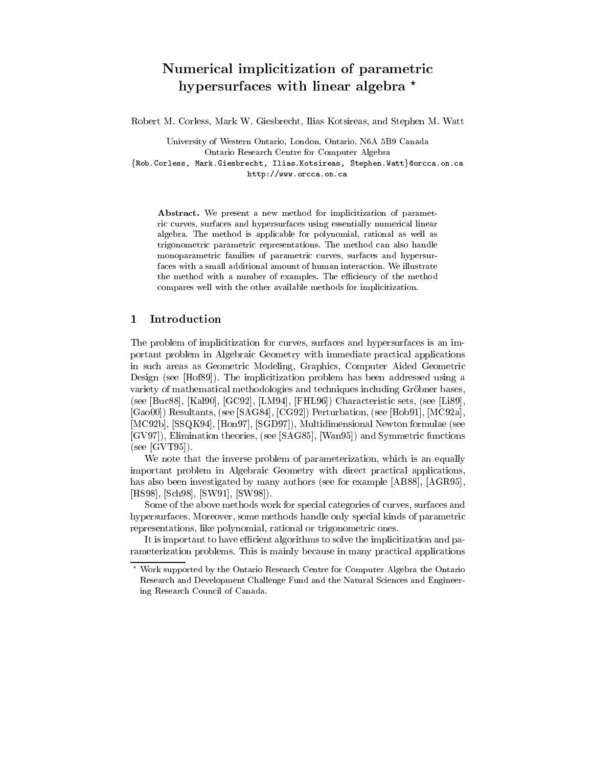# Numerical implicitization of parametric hypersurfaces with linear algebra *

Robert M. Corless, Mark W. Giesbrecht, Ilias Kotsireas, and Stephen M. Watt

University of Western Ontario, London, Ontario, N6A 5B9 Canada
Ontario Research Centre for Computer Algebra
{Rob.Corless, Mark.Giesbrecht, Ilias.Kotsireas, Stephen.Watt}@orcca.on.ca
http://www.orcca.on.ca

**Abstract.** We present a new method for implicitization of parametric curves, surfaces and hypersurfaces using essentially numerical linear algebra. The method is applicable for polynomial, rational as well as trigonometric parametric representations. The method can also handle monoparametric families of parametric curves, surfaces and hypersurfaces with a small additional amount of human interaction. We illustrate the method with a number of examples. The efficiency of the method compares well with the other available methods for implicitization.

## 1 Introduction

The problem of implicitization for curves, surfaces and hypersurfaces is an important problem in Algebraic Geometry with immediate practical applications in such areas as Geometric Modeling, Graphics, Computer Aided Geometric Design (see [Hof89]). The implicitization problem has been addressed using a variety of mathematical methodologies and techniques including Gröbner bases, (see [Buc88], [Kal90], [GC92], [LM94], [FHL96]) Characteristic sets, (see [Li89], [Gao00]) Resultants, (see [SAG84], [CG92]) Perturbation, (see [Hob91], [MC92a], [MC92b], [SSQK94], [Hon97], [SGD97]), Multidimensional Newton formulae (see [GV97]), Elimination theories, (see [SAG85], [Wan95]) and Symmetric functions (see [GVT95]).

We note that the inverse problem of parameterization, which is an equally important problem in Algebraic Geometry with direct practical applications, has also been investigated by many authors (see for example [AB88], [AGR95], [HS98], [Sch98], [SW91], [SW98]).

Some of the above methods work for special categories of curves, surfaces and hypersurfaces. Moreover, some methods handle only special kinds of parametric representations, like polynomial, rational or trigonometric ones.

It is important to have efficient algorithms to solve the implicitization and parameterization problems. This is mainly because in many practical applications

---

* Work supported by the Ontario Research Centre for Computer Algebra the Ontario Research and Development Challenge Fund and the Natural Sciences and Engineering Research Council of Canada.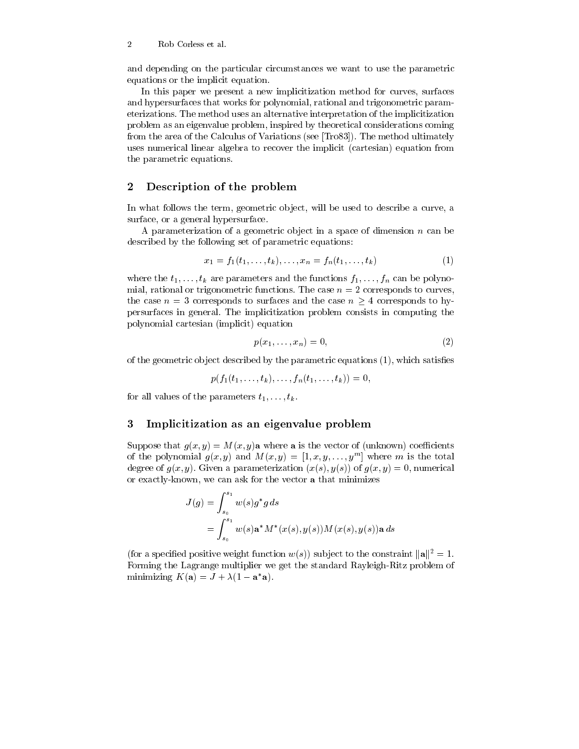and depending on the particular circumstances we want to use the parametric equations or the implicit equation.

In this paper we present a new implicitization method for curves, surfaces and hypersurfaces that works for polynomial, rational and trigonometric parameterizations. The method uses an alternative interpretation of the implicitization problem as an eigenvalue problem, inspired by theoretical considerations coming from the area of the Calculus of Variations (see [Tro83]). The method ultimately uses numerical linear algebra to recover the implicit (cartesian) equation from the parametric equations.

## 2 Description of the problem

In what follows the term, geometric object, will be used to describe a curve, a surface, or a general hypersurface.

A parameterization of a geometric object in a space of dimension $n$ can be described by the following set of parametric equations:

$$x_1 = f_1(t_1, \ldots, t_k), \ldots, x_n = f_n(t_1, \ldots, t_k) \tag{1}$$

where the $t_1, \ldots, t_k$ are parameters and the functions $f_1, \ldots, f_n$ can be polynomial, rational or trigonometric functions. The case $n = 2$ corresponds to curves, the case $n = 3$ corresponds to surfaces and the case $n \geq 4$ corresponds to hypersurfaces in general. The implicitization problem consists in computing the polynomial cartesian (implicit) equation

$$p(x_1, \ldots, x_n) = 0, \tag{2}$$

of the geometric object described by the parametric equations (1), which satisfies

$$p(f_1(t_1, \ldots, t_k), \ldots, f_n(t_1, \ldots, t_k)) = 0,$$

for all values of the parameters $t_1, \ldots, t_k$.

## 3 Implicitization as an eigenvalue problem

Suppose that $g(x, y) = M(x, y)\mathbf{a}$ where $\mathbf{a}$ is the vector of (unknown) coefficients of the polynomial $g(x, y)$ and $M(x, y) = [1, x, y, \ldots, y^m]$ where $m$ is the total degree of $g(x, y)$. Given a parameterization $(x(s), y(s))$ of $g(x, y) = 0$, numerical or exactly-known, we can ask for the vector $\mathbf{a}$ that minimizes

$$\begin{aligned} J(g) &= \int_{s_0}^{s_1} w(s) g^* g \, ds \\ &= \int_{s_0}^{s_1} w(s) \mathbf{a}^* M^*(x(s), y(s)) M(x(s), y(s)) \mathbf{a} \, ds \end{aligned}$$

(for a specified positive weight function $w(s)$) subject to the constraint $\|\mathbf{a}\|^2 = 1$. Forming the Lagrange multiplier we get the standard Rayleigh-Ritz problem of minimizing $K(\mathbf{a}) = J + \lambda(1 - \mathbf{a}^*\mathbf{a})$.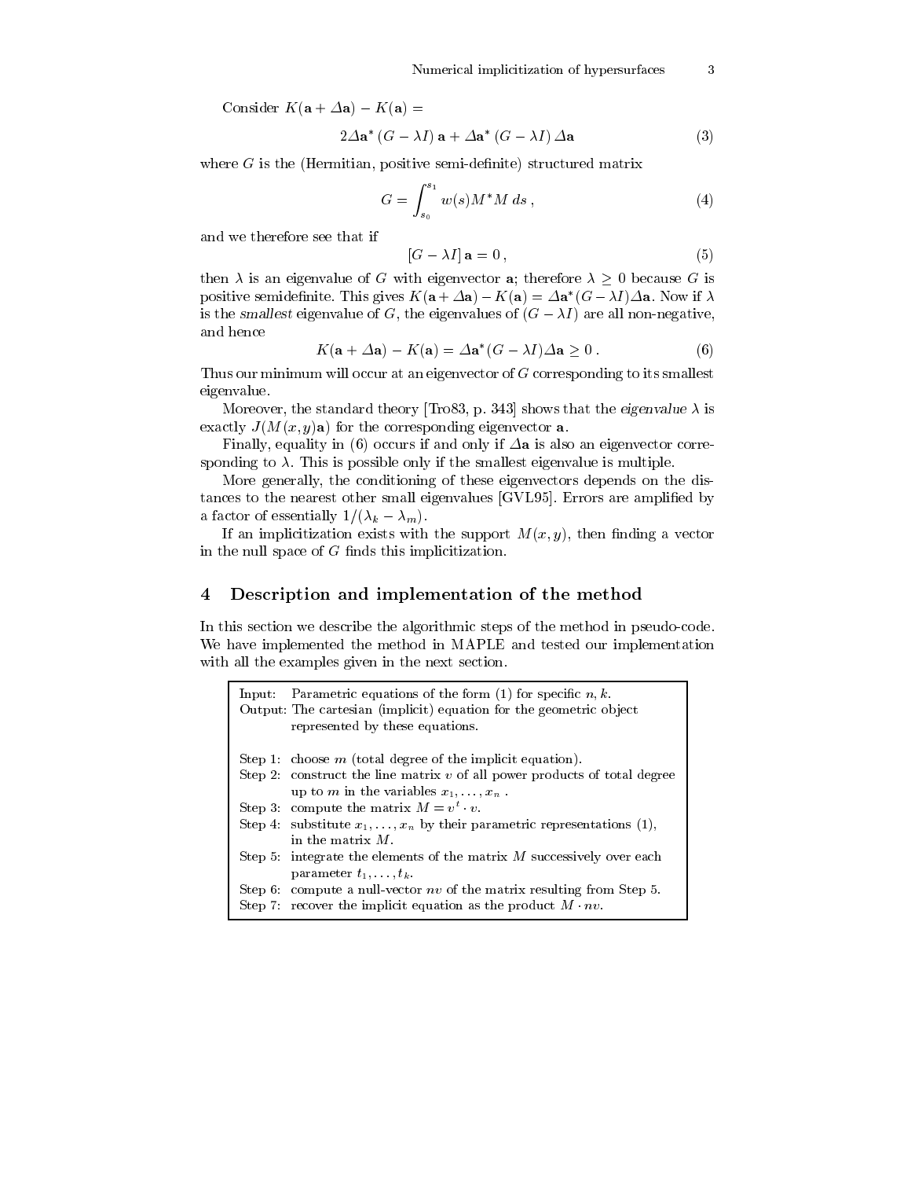Consider $K(\mathbf{a} + \Delta\mathbf{a}) - K(\mathbf{a}) =$

$$2\Delta\mathbf{a}^* (G - \lambda I)\, \mathbf{a} + \Delta\mathbf{a}^* (G - \lambda I)\, \Delta\mathbf{a} \tag{3}$$

where $G$ is the (Hermitian, positive semi-definite) structured matrix

$$G = \int_{s_0}^{s_1} w(s) M^* M \, ds \,, \tag{4}$$

and we therefore see that if

$$[G - \lambda I]\, \mathbf{a} = 0 \,, \tag{5}$$

then $\lambda$ is an eigenvalue of $G$ with eigenvector $\mathbf{a}$; therefore $\lambda \geq 0$ because $G$ is positive semidefinite. This gives $K(\mathbf{a} + \Delta\mathbf{a}) - K(\mathbf{a}) = \Delta\mathbf{a}^*(G - \lambda I)\Delta\mathbf{a}$. Now if $\lambda$ is the *smallest* eigenvalue of $G$, the eigenvalues of $(G - \lambda I)$ are all non-negative, and hence

$$K(\mathbf{a} + \Delta\mathbf{a}) - K(\mathbf{a}) = \Delta\mathbf{a}^*(G - \lambda I)\Delta\mathbf{a} \geq 0 \,. \tag{6}$$

Thus our minimum will occur at an eigenvector of $G$ corresponding to its smallest eigenvalue.

Moreover, the standard theory [Tro83, p. 343] shows that the *eigenvalue* $\lambda$ is exactly $J(M(x, y)\mathbf{a})$ for the corresponding eigenvector $\mathbf{a}$.

Finally, equality in (6) occurs if and only if $\Delta\mathbf{a}$ is also an eigenvector corresponding to $\lambda$. This is possible only if the smallest eigenvalue is multiple.

More generally, the conditioning of these eigenvectors depends on the distances to the nearest other small eigenvalues [GVL95]. Errors are amplified by a factor of essentially $1/(\lambda_k - \lambda_m)$.

If an implicitization exists with the support $M(x, y)$, then finding a vector in the null space of $G$ finds this implicitization.

## 4 Description and implementation of the method

In this section we describe the algorithmic steps of the method in pseudo-code. We have implemented the method in MAPLE and tested our implementation with all the examples given in the next section.

```
Input:  Parametric equations of the form (1) for specific n, k.
Output: The cartesian (implicit) equation for the geometric object
        represented by these equations.

Step 1: choose m (total degree of the implicit equation).
Step 2: construct the line matrix v of all power products of total degree
        up to m in the variables x_1, ..., x_n .
Step 3: compute the matrix M = v^t · v.
Step 4: substitute x_1, ..., x_n by their parametric representations (1),
        in the matrix M.
Step 5: integrate the elements of the matrix M successively over each
        parameter t_1, ..., t_k.
Step 6: compute a null-vector nv of the matrix resulting from Step 5.
Step 7: recover the implicit equation as the product M · nv.
```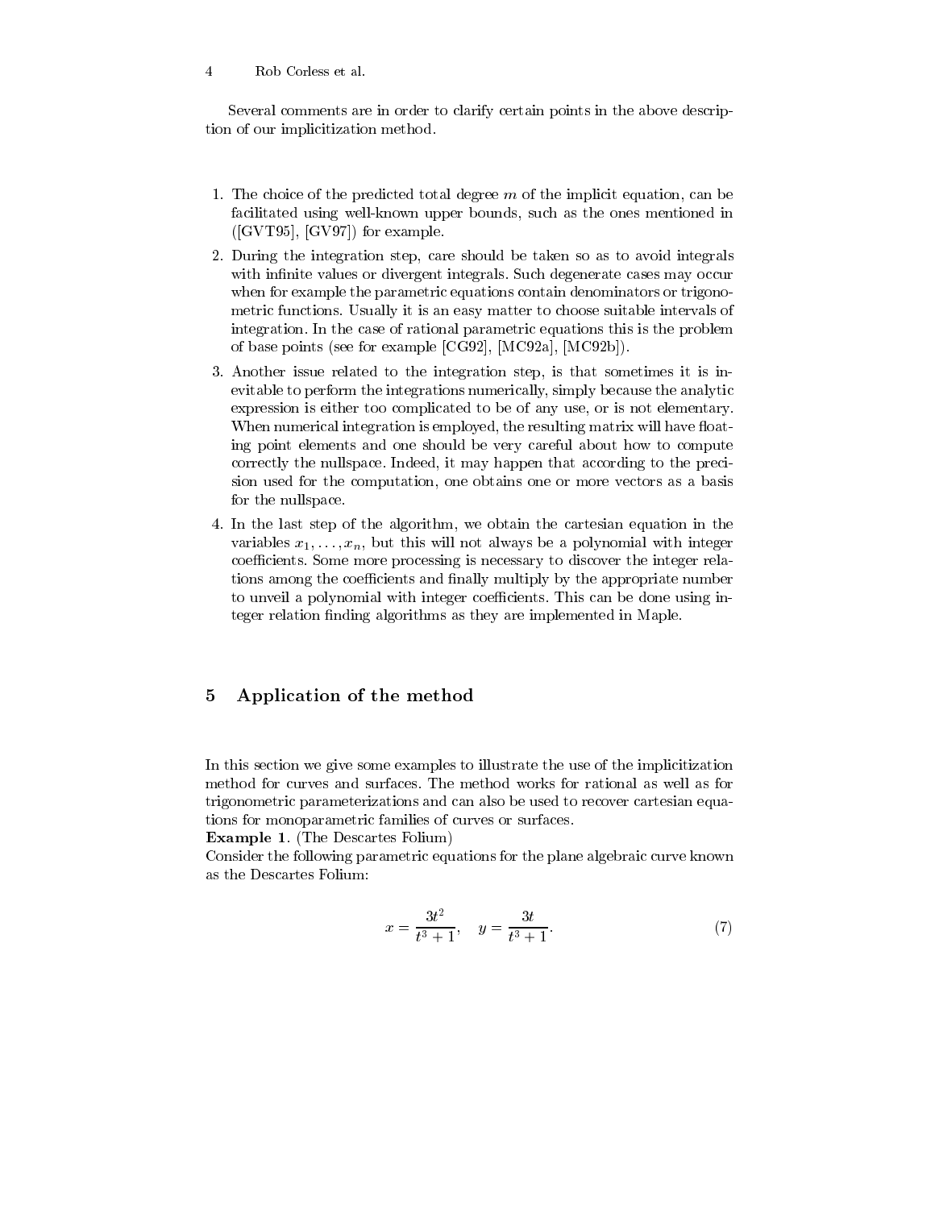Several comments are in order to clarify certain points in the above description of our implicitization method.

1. The choice of the predicted total degree $m$ of the implicit equation, can be facilitated using well-known upper bounds, such as the ones mentioned in ([GVT95], [GV97]) for example.
2. During the integration step, care should be taken so as to avoid integrals with infinite values or divergent integrals. Such degenerate cases may occur when for example the parametric equations contain denominators or trigonometric functions. Usually it is an easy matter to choose suitable intervals of integration. In the case of rational parametric equations this is the problem of base points (see for example [CG92], [MC92a], [MC92b]).
3. Another issue related to the integration step, is that sometimes it is inevitable to perform the integrations numerically, simply because the analytic expression is either too complicated to be of any use, or is not elementary. When numerical integration is employed, the resulting matrix will have floating point elements and one should be very careful about how to compute correctly the nullspace. Indeed, it may happen that according to the precision used for the computation, one obtains one or more vectors as a basis for the nullspace.
4. In the last step of the algorithm, we obtain the cartesian equation in the variables $x_1, \ldots, x_n$, but this will not always be a polynomial with integer coefficients. Some more processing is necessary to discover the integer relations among the coefficients and finally multiply by the appropriate number to unveil a polynomial with integer coefficients. This can be done using integer relation finding algorithms as they are implemented in Maple.

## 5 Application of the method

In this section we give some examples to illustrate the use of the implicitization method for curves and surfaces. The method works for rational as well as for trigonometric parameterizations and can also be used to recover cartesian equations for monoparametric families of curves or surfaces.

**Example 1**. (The Descartes Folium)

Consider the following parametric equations for the plane algebraic curve known as the Descartes Folium:

$$x = \frac{3t^2}{t^3+1}, \quad y = \frac{3t}{t^3+1}. \tag{7}$$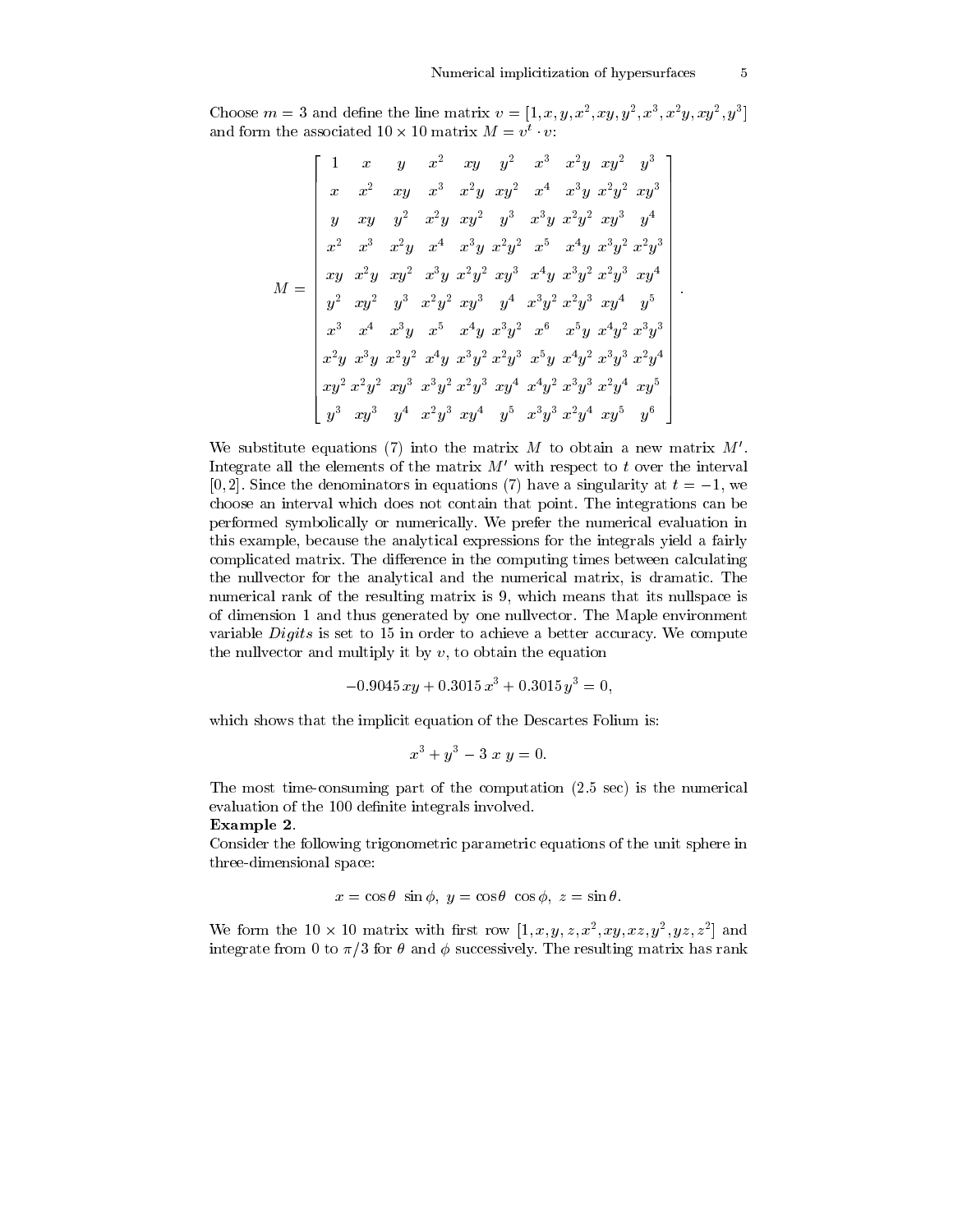Choose $m = 3$ and define the line matrix $v = [1, x, y, x^2, xy, y^2, x^3, x^2y, xy^2, y^3]$ and form the associated $10 \times 10$ matrix $M = v^t \cdot v$:

$$
M = \begin{bmatrix}
1 & x & y & x^2 & xy & y^2 & x^3 & x^2y & xy^2 & y^3 \\
x & x^2 & xy & x^3 & x^2y & xy^2 & x^4 & x^3y & x^2y^2 & xy^3 \\
y & xy & y^2 & x^2y & xy^2 & y^3 & x^3y & x^2y^2 & xy^3 & y^4 \\
x^2 & x^3 & x^2y & x^4 & x^3y & x^2y^2 & x^5 & x^4y & x^3y^2 & x^2y^3 \\
xy & x^2y & xy^2 & x^3y & x^2y^2 & xy^3 & x^4y & x^3y^2 & x^2y^3 & xy^4 \\
y^2 & xy^2 & y^3 & x^2y^2 & xy^3 & y^4 & x^3y^2 & x^2y^3 & xy^4 & y^5 \\
x^3 & x^4 & x^3y & x^5 & x^4y & x^3y^2 & x^6 & x^5y & x^4y^2 & x^3y^3 \\
x^2y & x^3y & x^2y^2 & x^4y & x^3y^2 & x^2y^3 & x^5y & x^4y^2 & x^3y^3 & x^2y^4 \\
xy^2 & x^2y^2 & xy^3 & x^3y^2 & x^2y^3 & xy^4 & x^4y^2 & x^3y^3 & x^2y^4 & xy^5 \\
y^3 & xy^3 & y^4 & x^2y^3 & xy^4 & y^5 & x^3y^3 & x^2y^4 & xy^5 & y^6
\end{bmatrix}.
$$

We substitute equations (7) into the matrix $M$ to obtain a new matrix $M'$. Integrate all the elements of the matrix $M'$ with respect to $t$ over the interval $[0, 2]$. Since the denominators in equations (7) have a singularity at $t = -1$, we choose an interval which does not contain that point. The integrations can be performed symbolically or numerically. We prefer the numerical evaluation in this example, because the analytical expressions for the integrals yield a fairly complicated matrix. The difference in the computing times between calculating the nullvector for the analytical and the numerical matrix, is dramatic. The numerical rank of the resulting matrix is 9, which means that its nullspace is of dimension 1 and thus generated by one nullvector. The Maple environment variable *Digits* is set to 15 in order to achieve a better accuracy. We compute the nullvector and multiply it by $v$, to obtain the equation

$$-0.9045\, xy + 0.3015\, x^3 + 0.3015\, y^3 = 0,$$

which shows that the implicit equation of the Descartes Folium is:

$$x^3 + y^3 - 3\; x\; y = 0.$$

The most time-consuming part of the computation (2.5 sec) is the numerical evaluation of the 100 definite integrals involved.

**Example 2**.

Consider the following trigonometric parametric equations of the unit sphere in three-dimensional space:

$$x = \cos\theta\ \sin\phi,\ y = \cos\theta\ \cos\phi,\ z = \sin\theta.$$

We form the $10 \times 10$ matrix with first row $[1, x, y, z, x^2, xy, xz, y^2, yz, z^2]$ and integrate from 0 to $\pi/3$ for $\theta$ and $\phi$ successively. The resulting matrix has rank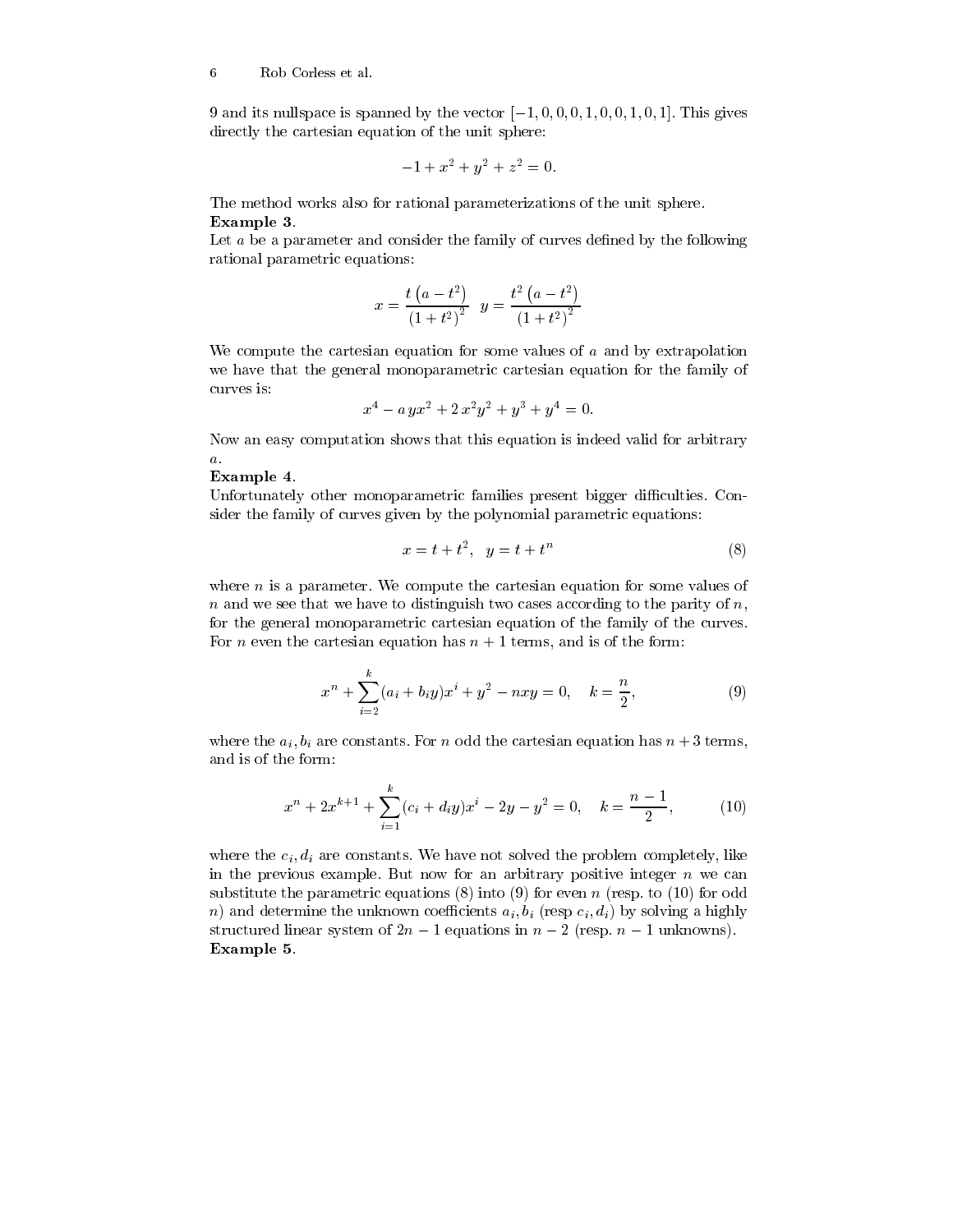9 and its nullspace is spanned by the vector $[-1, 0, 0, 0, 1, 0, 0, 1, 0, 1]$. This gives directly the cartesian equation of the unit sphere:

$$-1 + x^2 + y^2 + z^2 = 0.$$

The method works also for rational parameterizations of the unit sphere.

**Example 3.**

Let $a$ be a parameter and consider the family of curves defined by the following rational parametric equations:

$$x = \frac{t\left(a - t^2\right)}{\left(1 + t^2\right)^2} \quad y = \frac{t^2\left(a - t^2\right)}{\left(1 + t^2\right)^2}$$

We compute the cartesian equation for some values of $a$ and by extrapolation we have that the general monoparametric cartesian equation for the family of curves is:

$$x^4 - a\,yx^2 + 2\,x^2y^2 + y^3 + y^4 = 0.$$

Now an easy computation shows that this equation is indeed valid for arbitrary $a$.

**Example 4.**

Unfortunately other monoparametric families present bigger difficulties. Consider the family of curves given by the polynomial parametric equations:

$$x = t + t^2, \quad y = t + t^n \tag{8}$$

where $n$ is a parameter. We compute the cartesian equation for some values of $n$ and we see that we have to distinguish two cases according to the parity of $n$, for the general monoparametric cartesian equation of the family of the curves. For $n$ even the cartesian equation has $n+1$ terms, and is of the form:

$$x^n + \sum_{i=2}^{k}(a_i + b_i y)x^i + y^2 - nxy = 0, \quad k = \frac{n}{2}, \tag{9}$$

where the $a_i, b_i$ are constants. For $n$ odd the cartesian equation has $n+3$ terms, and is of the form:

$$x^n + 2x^{k+1} + \sum_{i=1}^{k}(c_i + d_i y)x^i - 2y - y^2 = 0, \quad k = \frac{n-1}{2}, \tag{10}$$

where the $c_i, d_i$ are constants. We have not solved the problem completely, like in the previous example. But now for an arbitrary positive integer $n$ we can substitute the parametric equations (8) into (9) for even $n$ (resp. to (10) for odd $n$) and determine the unknown coefficients $a_i, b_i$ (resp $c_i, d_i$) by solving a highly structured linear system of $2n - 1$ equations in $n - 2$ (resp. $n - 1$ unknowns).

**Example 5.**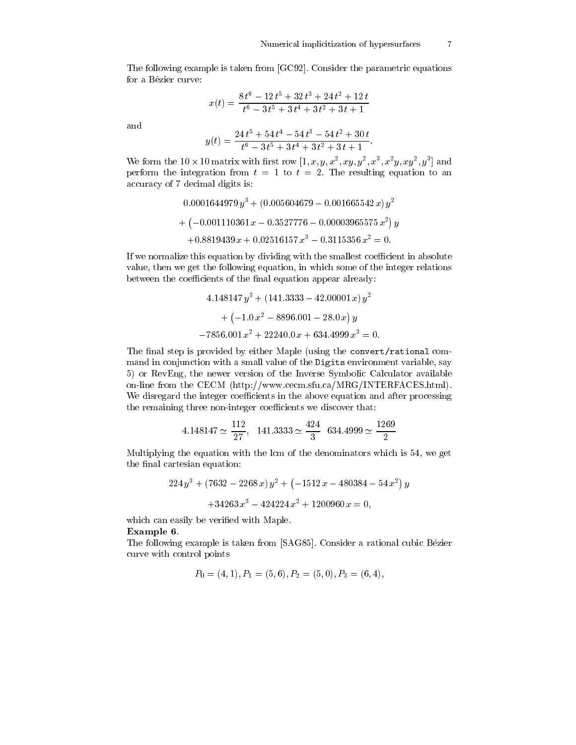The following example is taken from [GC92]. Consider the parametric equations for a Bézier curve:

$$x(t) = \frac{8\,t^6 - 12\,t^5 + 32\,t^3 + 24\,t^2 + 12\,t}{t^6 - 3\,t^5 + 3\,t^4 + 3\,t^2 + 3\,t + 1}$$

and

$$y(t) = \frac{24\,t^5 + 54\,t^4 - 54\,t^3 - 54\,t^2 + 30\,t}{t^6 - 3\,t^5 + 3\,t^4 + 3\,t^2 + 3\,t + 1}.$$

We form the $10 \times 10$ matrix with first row $[1, x, y, x^2, xy, y^2, x^3, x^2y, xy^2, y^3]$ and perform the integration from $t = 1$ to $t = 2$. The resulting equation to an accuracy of 7 decimal digits is:

$$0.0001644979\,y^3 + (0.005604679 - 0.001665542\,x)\,y^2$$

$$+ \left(-0.001110361\,x - 0.3527776 - 0.00003965575\,x^2\right) y$$

$$+ 0.8819439\,x + 0.02516157\,x^3 - 0.3115356\,x^2 = 0.$$

If we normalize this equation by dividing with the smallest coefficient in absolute value, then we get the following equation, in which some of the integer relations between the coefficients of the final equation appear already:

$$4.148147\,y^3 + (141.3333 - 42.00001\,x)\,y^2$$

$$+ \left(-1.0\,x^2 - 8896.001 - 28.0\,x\right) y$$

$$-7856.001\,x^2 + 22240.0\,x + 634.4999\,x^3 = 0.$$

The final step is provided by either Maple (using the `convert/rational` command in conjunction with a small value of the `Digits` environment variable, say 5) or RevEng, the newer version of the Inverse Symbolic Calculator available on-line from the CECM (http://www.cecm.sfu.ca/MRG/INTERFACES.html). We disregard the integer coefficients in the above equation and after processing the remaining three non-integer coefficients we discover that:

$$4.148147 \simeq \frac{112}{27}, \quad 141.3333 \simeq \frac{424}{3} \quad 634.4999 \simeq \frac{1269}{2}$$

Multiplying the equation with the lcm of the denominators which is 54, we get the final cartesian equation:

$$224y^3 + (7632 - 2268\,x)\,y^2 + \left(-1512\,x - 480384 - 54\,x^2\right) y$$

$$+ 34263x^3 - 424224\,x^2 + 1200960\,x = 0,$$

which can easily be verified with Maple.

**Example 6**.

The following example is taken from [SAG85]. Consider a rational cubic Bézier curve with control points

$$P_0 = (4, 1), P_1 = (5, 6), P_2 = (5, 0), P_3 = (6, 4),$$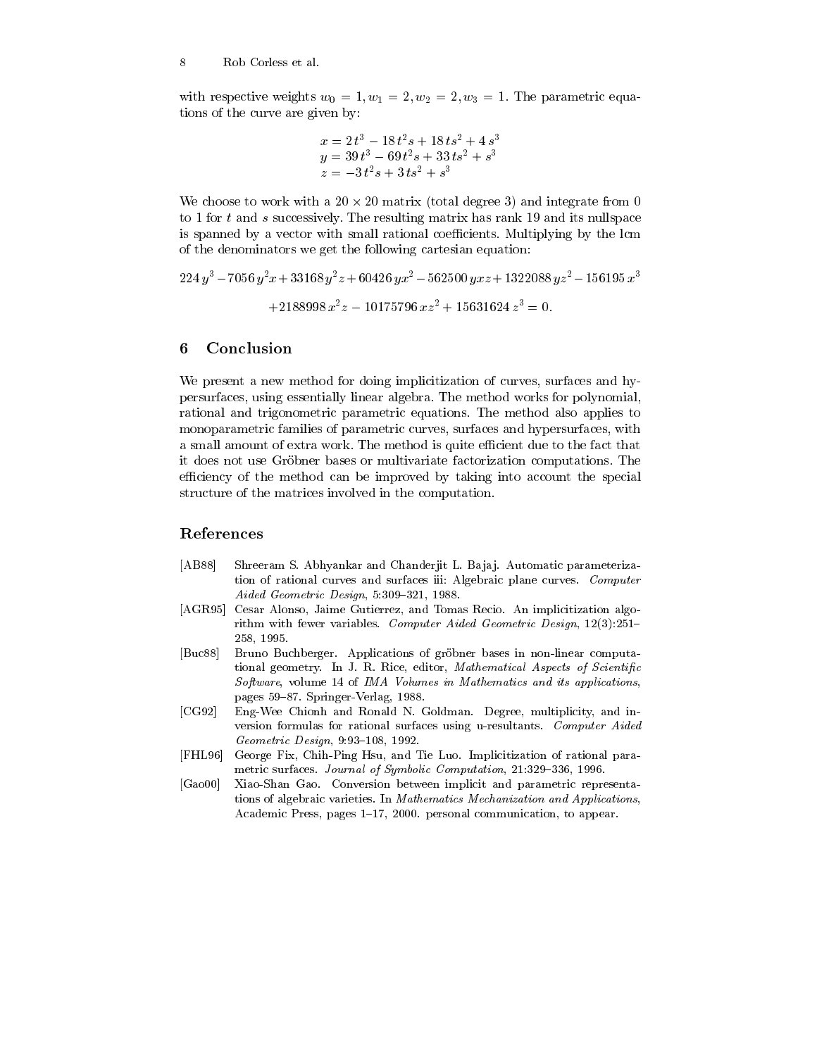with respective weights $w_0 = 1, w_1 = 2, w_2 = 2, w_3 = 1$. The parametric equations of the curve are given by:

$$
\begin{aligned}
x &= 2\,t^3 - 18\,t^2 s + 18\,t s^2 + 4\,s^3 \\
y &= 39\,t^3 - 69\,t^2 s + 33\,t s^2 + s^3 \\
z &= -3\,t^2 s + 3\,t s^2 + s^3
\end{aligned}
$$

We choose to work with a $20 \times 20$ matrix (total degree 3) and integrate from 0 to 1 for $t$ and $s$ successively. The resulting matrix has rank 19 and its nullspace is spanned by a vector with small rational coefficients. Multiplying by the lcm of the denominators we get the following cartesian equation:

$$
224\,y^3 - 7056\,y^2 x + 33168 y^2 z + 60426\,y x^2 - 562500\,y x z + 1322088\,y z^2 - 156195\,x^3
$$
$$
+ 2188998\,x^2 z - 10175796\,x z^2 + 15631624\,z^3 = 0.
$$

## 6 Conclusion

We present a new method for doing implicitization of curves, surfaces and hypersurfaces, using essentially linear algebra. The method works for polynomial, rational and trigonometric parametric equations. The method also applies to monoparametric families of parametric curves, surfaces and hypersurfaces, with a small amount of extra work. The method is quite efficient due to the fact that it does not use Gröbner bases or multivariate factorization computations. The efficiency of the method can be improved by taking into account the special structure of the matrices involved in the computation.

## References

- [AB88] Shreeram S. Abhyankar and Chanderjit L. Bajaj. Automatic parameterization of rational curves and surfaces iii: Algebraic plane curves. *Computer Aided Geometric Design*, 5:309–321, 1988.
- [AGR95] Cesar Alonso, Jaime Gutierrez, and Tomas Recio. An implicitization algorithm with fewer variables. *Computer Aided Geometric Design*, 12(3):251–258, 1995.
- [Buc88] Bruno Buchberger. Applications of gröbner bases in non-linear computational geometry. In J. R. Rice, editor, *Mathematical Aspects of Scientific Software*, volume 14 of *IMA Volumes in Mathematics and its applications*, pages 59–87. Springer-Verlag, 1988.
- [CG92] Eng-Wee Chionh and Ronald N. Goldman. Degree, multiplicity, and inversion formulas for rational surfaces using u-resultants. *Computer Aided Geometric Design*, 9:93–108, 1992.
- [FHL96] George Fix, Chih-Ping Hsu, and Tie Luo. Implicitization of rational parametric surfaces. *Journal of Symbolic Computation*, 21:329–336, 1996.
- [Gao00] Xiao-Shan Gao. Conversion between implicit and parametric representations of algebraic varieties. In *Mathematics Mechanization and Applications*, Academic Press, pages 1–17, 2000. personal communication, to appear.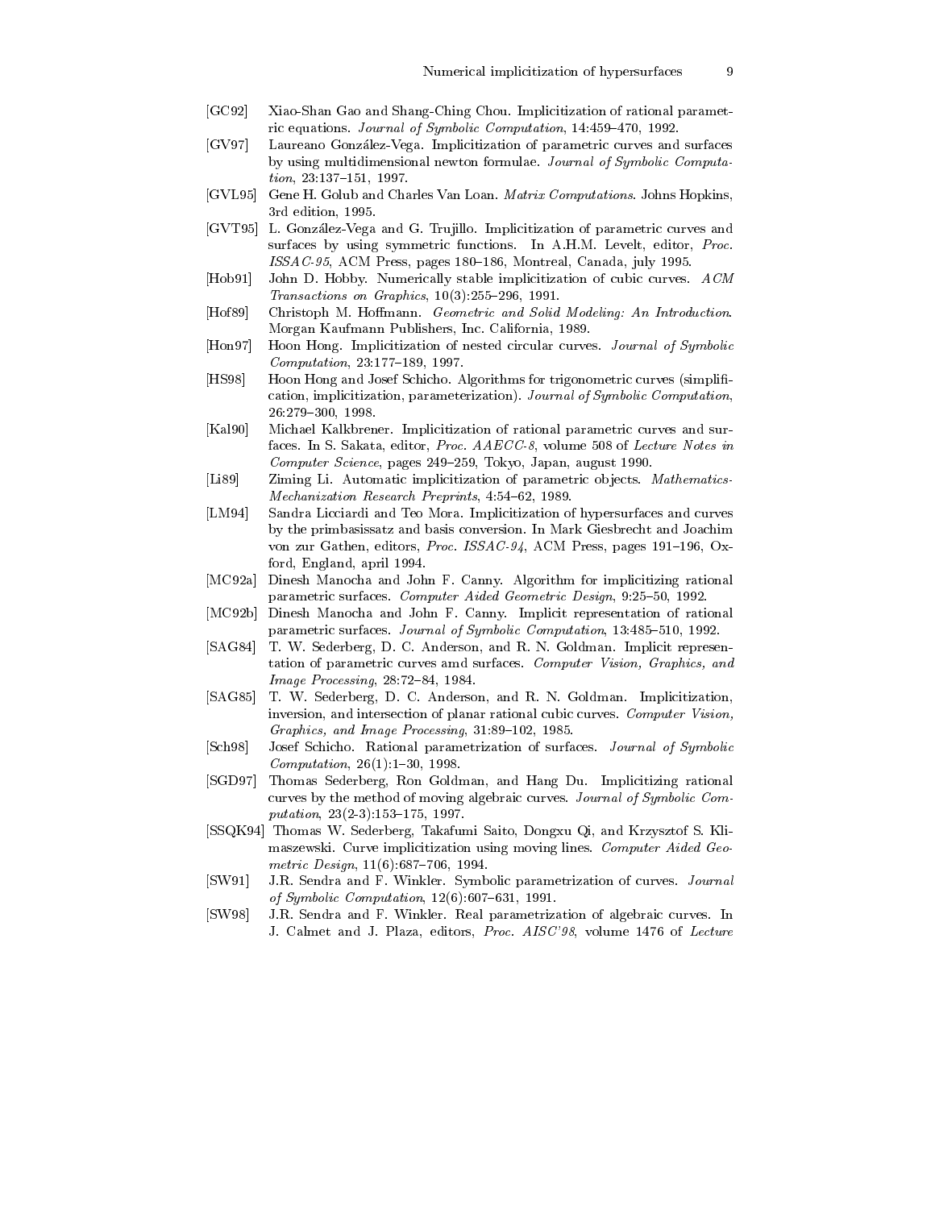- [GC92] Xiao-Shan Gao and Shang-Ching Chou. Implicitization of rational parametric equations. *Journal of Symbolic Computation*, 14:459–470, 1992.
- [GV97] Laureano González-Vega. Implicitization of parametric curves and surfaces by using multidimensional newton formulae. *Journal of Symbolic Computation*, 23:137–151, 1997.
- [GVL95] Gene H. Golub and Charles Van Loan. *Matrix Computations*. Johns Hopkins, 3rd edition, 1995.
- [GVT95] L. González-Vega and G. Trujillo. Implicitization of parametric curves and surfaces by using symmetric functions. In A.H.M. Levelt, editor, *Proc. ISSAC-95*, ACM Press, pages 180–186, Montreal, Canada, july 1995.
- [Hob91] John D. Hobby. Numerically stable implicitization of cubic curves. *ACM Transactions on Graphics*, 10(3):255–296, 1991.
- [Hof89] Christoph M. Hoffmann. *Geometric and Solid Modeling: An Introduction*. Morgan Kaufmann Publishers, Inc. California, 1989.
- [Hon97] Hoon Hong. Implicitization of nested circular curves. *Journal of Symbolic Computation*, 23:177–189, 1997.
- [HS98] Hoon Hong and Josef Schicho. Algorithms for trigonometric curves (simplification, implicitization, parameterization). *Journal of Symbolic Computation*, 26:279–300, 1998.
- [Kal90] Michael Kalkbrener. Implicitization of rational parametric curves and surfaces. In S. Sakata, editor, *Proc. AAECC-8*, volume 508 of *Lecture Notes in Computer Science*, pages 249–259, Tokyo, Japan, august 1990.
- [Li89] Ziming Li. Automatic implicitization of parametric objects. *Mathematics-Mechanization Research Preprints*, 4:54–62, 1989.
- [LM94] Sandra Licciardi and Teo Mora. Implicitization of hypersurfaces and curves by the primbasissatz and basis conversion. In Mark Giesbrecht and Joachim von zur Gathen, editors, *Proc. ISSAC-94*, ACM Press, pages 191–196, Oxford, England, april 1994.
- [MC92a] Dinesh Manocha and John F. Canny. Algorithm for implicitizing rational parametric surfaces. *Computer Aided Geometric Design*, 9:25–50, 1992.
- [MC92b] Dinesh Manocha and John F. Canny. Implicit representation of rational parametric surfaces. *Journal of Symbolic Computation*, 13:485–510, 1992.
- [SAG84] T. W. Sederberg, D. C. Anderson, and R. N. Goldman. Implicit representation of parametric curves amd surfaces. *Computer Vision, Graphics, and Image Processing*, 28:72–84, 1984.
- [SAG85] T. W. Sederberg, D. C. Anderson, and R. N. Goldman. Implicitization, inversion, and intersection of planar rational cubic curves. *Computer Vision, Graphics, and Image Processing*, 31:89–102, 1985.
- [Sch98] Josef Schicho. Rational parametrization of surfaces. *Journal of Symbolic Computation*, 26(1):1–30, 1998.
- [SGD97] Thomas Sederberg, Ron Goldman, and Hang Du. Implicitizing rational curves by the method of moving algebraic curves. *Journal of Symbolic Computation*, 23(2-3):153–175, 1997.
- [SSQK94] Thomas W. Sederberg, Takafumi Saito, Dongxu Qi, and Krzysztof S. Klimaszewski. Curve implicitization using moving lines. *Computer Aided Geometric Design*, 11(6):687–706, 1994.
- [SW91] J.R. Sendra and F. Winkler. Symbolic parametrization of curves. *Journal of Symbolic Computation*, 12(6):607–631, 1991.
- [SW98] J.R. Sendra and F. Winkler. Real parametrization of algebraic curves. In J. Calmet and J. Plaza, editors, *Proc. AISC'98*, volume 1476 of *Lecture*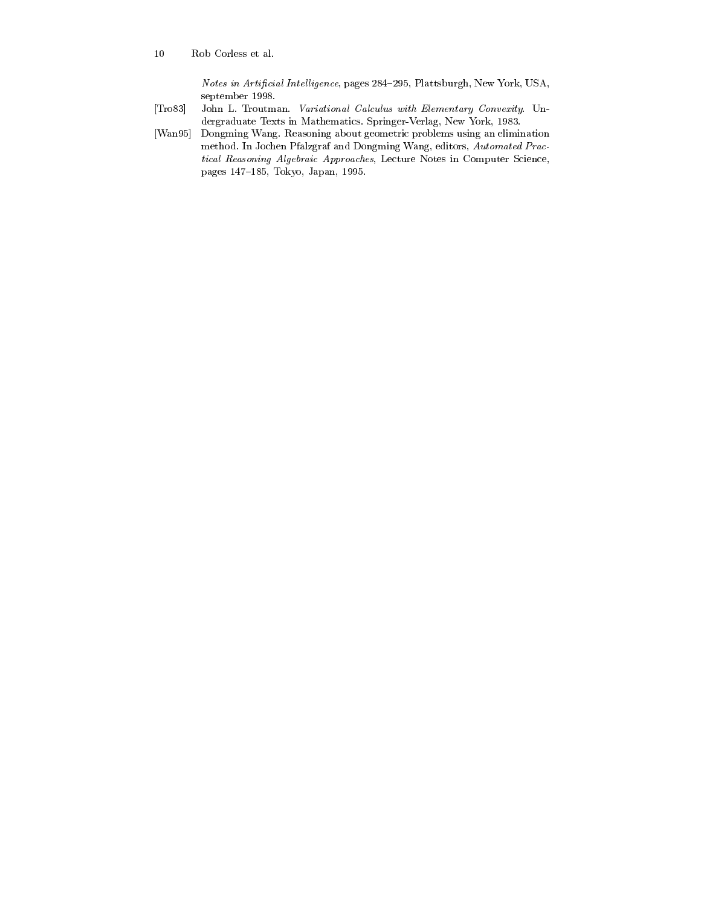*Notes in Artificial Intelligence*, pages 284–295, Plattsburgh, New York, USA, september 1998.

[Tro83] John L. Troutman. *Variational Calculus with Elementary Convexity*. Undergraduate Texts in Mathematics. Springer-Verlag, New York, 1983.

[Wan95] Dongming Wang. Reasoning about geometric problems using an elimination method. In Jochen Pfalzgraf and Dongming Wang, editors, *Automated Practical Reasoning Algebraic Approaches*, Lecture Notes in Computer Science, pages 147–185, Tokyo, Japan, 1995.